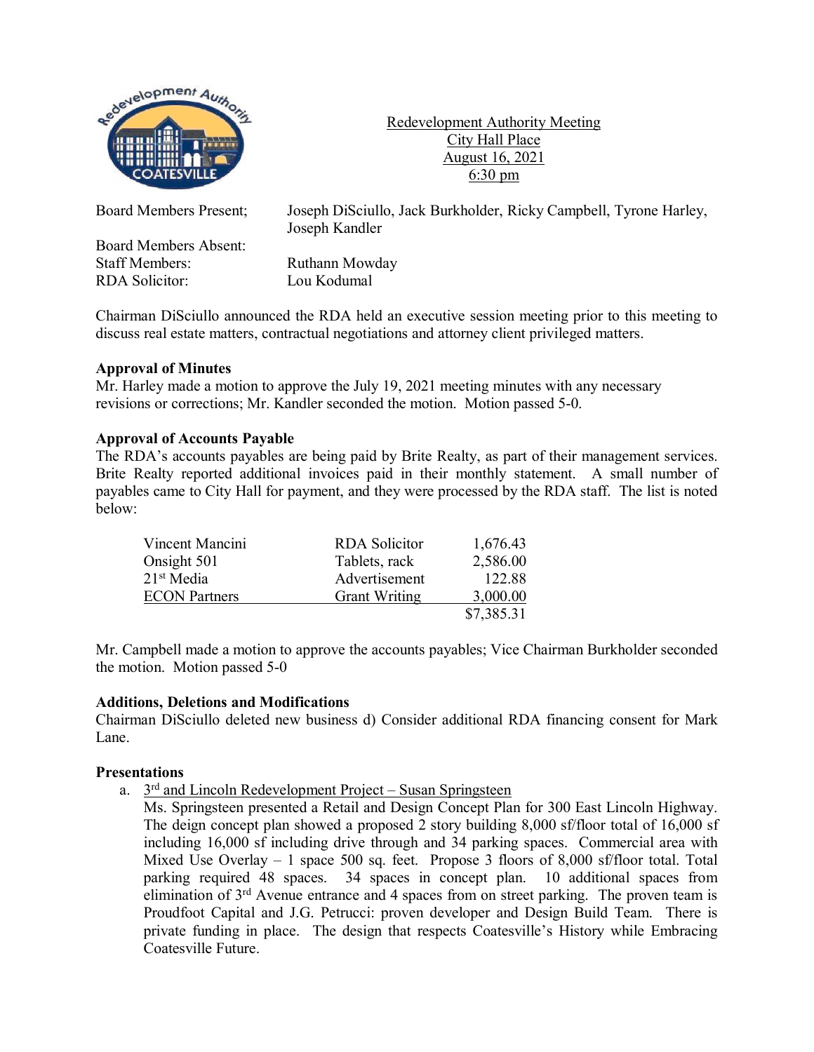Redevelopment Authority Meeting
City Hall Place
August 16, 2021
6:30 pm

Board Members Present; Joseph DiSciullo, Jack Burkholder, Ricky Campbell, Tyrone Harley, Joseph Kandler

Board Members Absent:

Staff Members: Ruthann Mowday

RDA Solicitor: Lou Kodumal

Chairman DiSciullo announced the RDA held an executive session meeting prior to this meeting to discuss real estate matters, contractual negotiations and attorney client privileged matters.

**Approval of Minutes**

Mr. Harley made a motion to approve the July 19, 2021 meeting minutes with any necessary revisions or corrections; Mr. Kandler seconded the motion. Motion passed 5-0.

**Approval of Accounts Payable**

The RDA's accounts payables are being paid by Brite Realty, as part of their management services. Brite Realty reported additional invoices paid in their monthly statement. A small number of payables came to City Hall for payment, and they were processed by the RDA staff. The list is noted below:

| | | |
|---|---|---|
| Vincent Mancini | RDA Solicitor | 1,676.43 |
| Onsight 501 | Tablets, rack | 2,586.00 |
| 21st Media | Advertisement | 122.88 |
| ECON Partners | Grant Writing | 3,000.00 |
| | | $7,385.31 |

Mr. Campbell made a motion to approve the accounts payables; Vice Chairman Burkholder seconded the motion. Motion passed 5-0

**Additions, Deletions and Modifications**

Chairman DiSciullo deleted new business d) Consider additional RDA financing consent for Mark Lane.

**Presentations**

a. 3rd and Lincoln Redevelopment Project – Susan Springsteen

Ms. Springsteen presented a Retail and Design Concept Plan for 300 East Lincoln Highway. The deign concept plan showed a proposed 2 story building 8,000 sf/floor total of 16,000 sf including 16,000 sf including drive through and 34 parking spaces. Commercial area with Mixed Use Overlay – 1 space 500 sq. feet. Propose 3 floors of 8,000 sf/floor total. Total parking required 48 spaces. 34 spaces in concept plan. 10 additional spaces from elimination of 3rd Avenue entrance and 4 spaces from on street parking. The proven team is Proudfoot Capital and J.G. Petrucci: proven developer and Design Build Team. There is private funding in place. The design that respects Coatesville's History while Embracing Coatesville Future.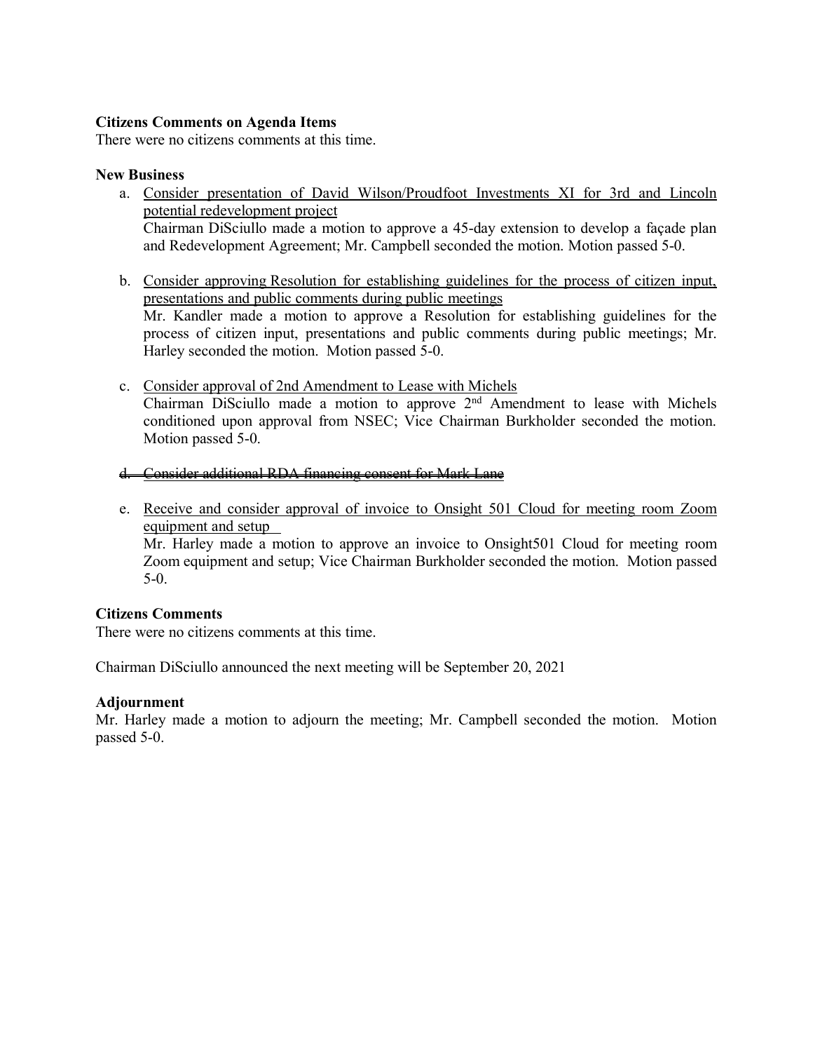**Citizens Comments on Agenda Items**
There were no citizens comments at this time.

**New Business**

a. Consider presentation of David Wilson/Proudfoot Investments XI for 3rd and Lincoln potential redevelopment project
Chairman DiSciullo made a motion to approve a 45-day extension to develop a façade plan and Redevelopment Agreement; Mr. Campbell seconded the motion. Motion passed 5-0.

b. Consider approving Resolution for establishing guidelines for the process of citizen input, presentations and public comments during public meetings
Mr. Kandler made a motion to approve a Resolution for establishing guidelines for the process of citizen input, presentations and public comments during public meetings; Mr. Harley seconded the motion. Motion passed 5-0.

c. Consider approval of 2nd Amendment to Lease with Michels
Chairman DiSciullo made a motion to approve 2nd Amendment to lease with Michels conditioned upon approval from NSEC; Vice Chairman Burkholder seconded the motion. Motion passed 5-0.

d. ~~Consider additional RDA financing consent for Mark Lane~~

e. Receive and consider approval of invoice to Onsight 501 Cloud for meeting room Zoom equipment and setup
Mr. Harley made a motion to approve an invoice to Onsight501 Cloud for meeting room Zoom equipment and setup; Vice Chairman Burkholder seconded the motion. Motion passed 5-0.

**Citizens Comments**
There were no citizens comments at this time.

Chairman DiSciullo announced the next meeting will be September 20, 2021

**Adjournment**
Mr. Harley made a motion to adjourn the meeting; Mr. Campbell seconded the motion. Motion passed 5-0.